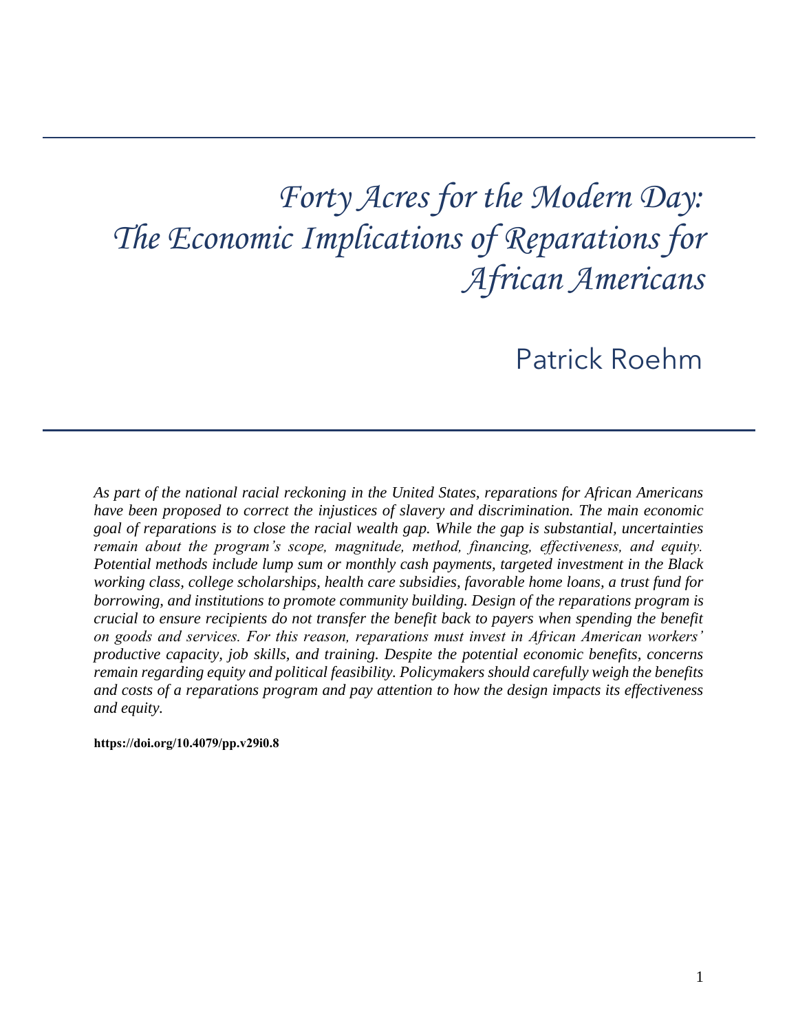# *Forty Acres for the Modern Day: The Economic Implications of Reparations for African Americans*

## Patrick Roehm

*As part of the national racial reckoning in the United States, reparations for African Americans have been proposed to correct the injustices of slavery and discrimination. The main economic goal of reparations is to close the racial wealth gap. While the gap is substantial, uncertainties remain about the program's scope, magnitude, method, financing, effectiveness, and equity. Potential methods include lump sum or monthly cash payments, targeted investment in the Black working class, college scholarships, health care subsidies, favorable home loans, a trust fund for borrowing, and institutions to promote community building. Design of the reparations program is crucial to ensure recipients do not transfer the benefit back to payers when spending the benefit on goods and services. For this reason, reparations must invest in African American workers' productive capacity, job skills, and training. Despite the potential economic benefits, concerns remain regarding equity and political feasibility. Policymakers should carefully weigh the benefits and costs of a reparations program and pay attention to how the design impacts its effectiveness and equity.*

**https://doi.org/10.4079/pp.v29i0.8**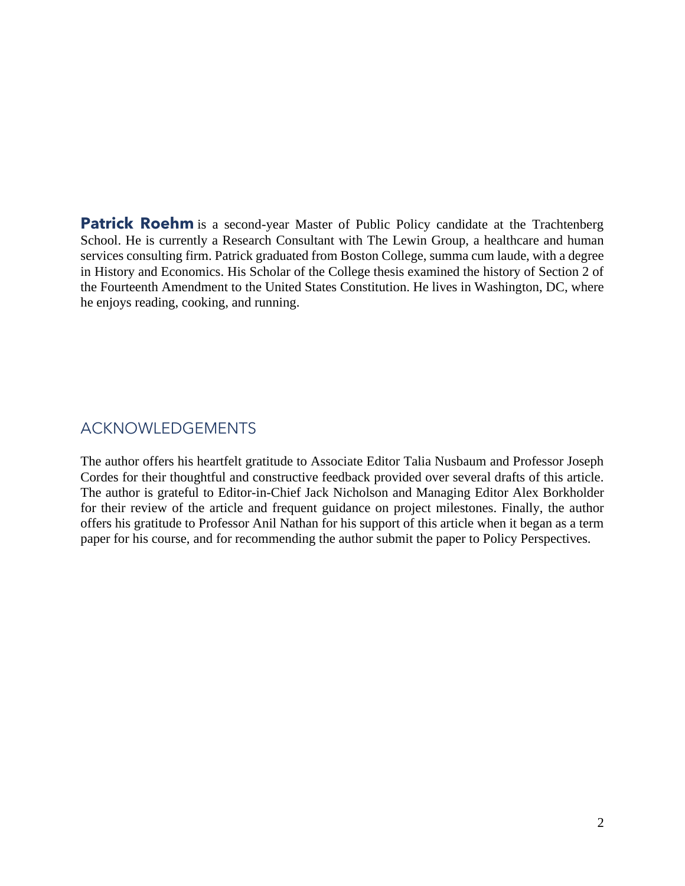**Patrick Roehm** is a second-year Master of Public Policy candidate at the Trachtenberg School. He is currently a Research Consultant with The Lewin Group, a healthcare and human services consulting firm. Patrick graduated from Boston College, summa cum laude, with a degree in History and Economics. His Scholar of the College thesis examined the history of Section 2 of the Fourteenth Amendment to the United States Constitution. He lives in Washington, DC, where he enjoys reading, cooking, and running.

## ACKNOWLEDGEMENTS

The author offers his heartfelt gratitude to Associate Editor Talia Nusbaum and Professor Joseph Cordes for their thoughtful and constructive feedback provided over several drafts of this article. The author is grateful to Editor-in-Chief Jack Nicholson and Managing Editor Alex Borkholder for their review of the article and frequent guidance on project milestones. Finally, the author offers his gratitude to Professor Anil Nathan for his support of this article when it began as a term paper for his course, and for recommending the author submit the paper to Policy Perspectives.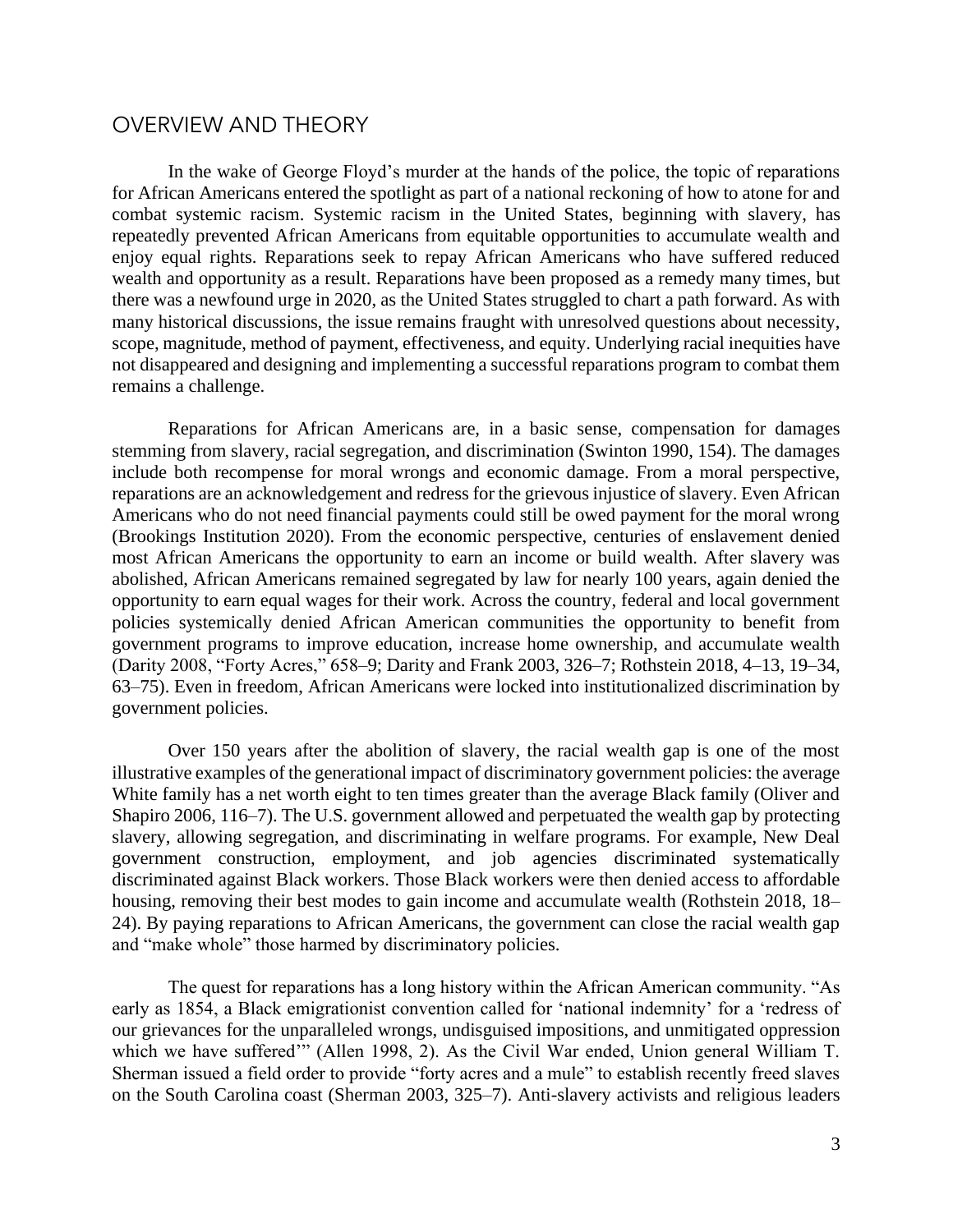## OVERVIEW AND THEORY

In the wake of George Floyd's murder at the hands of the police, the topic of reparations for African Americans entered the spotlight as part of a national reckoning of how to atone for and combat systemic racism. Systemic racism in the United States, beginning with slavery, has repeatedly prevented African Americans from equitable opportunities to accumulate wealth and enjoy equal rights. Reparations seek to repay African Americans who have suffered reduced wealth and opportunity as a result. Reparations have been proposed as a remedy many times, but there was a newfound urge in 2020, as the United States struggled to chart a path forward. As with many historical discussions, the issue remains fraught with unresolved questions about necessity, scope, magnitude, method of payment, effectiveness, and equity. Underlying racial inequities have not disappeared and designing and implementing a successful reparations program to combat them remains a challenge.

Reparations for African Americans are, in a basic sense, compensation for damages stemming from slavery, racial segregation, and discrimination (Swinton 1990, 154). The damages include both recompense for moral wrongs and economic damage. From a moral perspective, reparations are an acknowledgement and redress for the grievous injustice of slavery. Even African Americans who do not need financial payments could still be owed payment for the moral wrong (Brookings Institution 2020). From the economic perspective, centuries of enslavement denied most African Americans the opportunity to earn an income or build wealth. After slavery was abolished, African Americans remained segregated by law for nearly 100 years, again denied the opportunity to earn equal wages for their work. Across the country, federal and local government policies systemically denied African American communities the opportunity to benefit from government programs to improve education, increase home ownership, and accumulate wealth (Darity 2008, "Forty Acres," 658–9; Darity and Frank 2003, 326–7; Rothstein 2018, 4–13, 19–34, 63–75). Even in freedom, African Americans were locked into institutionalized discrimination by government policies.

Over 150 years after the abolition of slavery, the racial wealth gap is one of the most illustrative examples of the generational impact of discriminatory government policies: the average White family has a net worth eight to ten times greater than the average Black family (Oliver and Shapiro 2006, 116–7). The U.S. government allowed and perpetuated the wealth gap by protecting slavery, allowing segregation, and discriminating in welfare programs. For example, New Deal government construction, employment, and job agencies discriminated systematically discriminated against Black workers. Those Black workers were then denied access to affordable housing, removing their best modes to gain income and accumulate wealth (Rothstein 2018, 18–24). By paying reparations to African Americans, the government can close the racial wealth gap and "make whole" those harmed by discriminatory policies.

The quest for reparations has a long history within the African American community. "As early as 1854, a Black emigrationist convention called for 'national indemnity' for a 'redress of our grievances for the unparalleled wrongs, undisguised impositions, and unmitigated oppression which we have suffered'" (Allen 1998, 2). As the Civil War ended, Union general William T. Sherman issued a field order to provide "forty acres and a mule" to establish recently freed slaves on the South Carolina coast (Sherman 2003, 325–7). Anti-slavery activists and religious leaders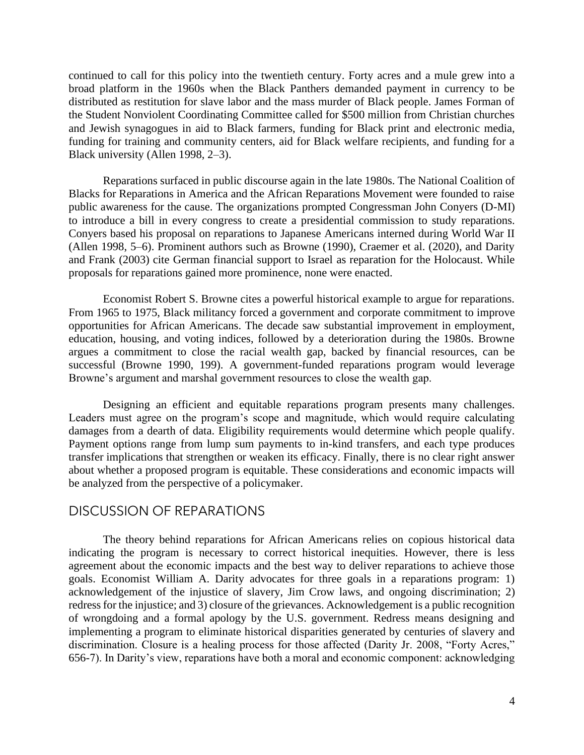continued to call for this policy into the twentieth century. Forty acres and a mule grew into a broad platform in the 1960s when the Black Panthers demanded payment in currency to be distributed as restitution for slave labor and the mass murder of Black people. James Forman of the Student Nonviolent Coordinating Committee called for $500 million from Christian churches and Jewish synagogues in aid to Black farmers, funding for Black print and electronic media, funding for training and community centers, aid for Black welfare recipients, and funding for a Black university (Allen 1998, 2–3).

Reparations surfaced in public discourse again in the late 1980s. The National Coalition of Blacks for Reparations in America and the African Reparations Movement were founded to raise public awareness for the cause. The organizations prompted Congressman John Conyers (D-MI) to introduce a bill in every congress to create a presidential commission to study reparations. Conyers based his proposal on reparations to Japanese Americans interned during World War II (Allen 1998, 5–6). Prominent authors such as Browne (1990), Craemer et al. (2020), and Darity and Frank (2003) cite German financial support to Israel as reparation for the Holocaust. While proposals for reparations gained more prominence, none were enacted.

Economist Robert S. Browne cites a powerful historical example to argue for reparations. From 1965 to 1975, Black militancy forced a government and corporate commitment to improve opportunities for African Americans. The decade saw substantial improvement in employment, education, housing, and voting indices, followed by a deterioration during the 1980s. Browne argues a commitment to close the racial wealth gap, backed by financial resources, can be successful (Browne 1990, 199). A government-funded reparations program would leverage Browne's argument and marshal government resources to close the wealth gap.

Designing an efficient and equitable reparations program presents many challenges. Leaders must agree on the program's scope and magnitude, which would require calculating damages from a dearth of data. Eligibility requirements would determine which people qualify. Payment options range from lump sum payments to in-kind transfers, and each type produces transfer implications that strengthen or weaken its efficacy. Finally, there is no clear right answer about whether a proposed program is equitable. These considerations and economic impacts will be analyzed from the perspective of a policymaker.

## DISCUSSION OF REPARATIONS

The theory behind reparations for African Americans relies on copious historical data indicating the program is necessary to correct historical inequities. However, there is less agreement about the economic impacts and the best way to deliver reparations to achieve those goals. Economist William A. Darity advocates for three goals in a reparations program: 1) acknowledgement of the injustice of slavery, Jim Crow laws, and ongoing discrimination; 2) redress for the injustice; and 3) closure of the grievances. Acknowledgement is a public recognition of wrongdoing and a formal apology by the U.S. government. Redress means designing and implementing a program to eliminate historical disparities generated by centuries of slavery and discrimination. Closure is a healing process for those affected (Darity Jr. 2008, "Forty Acres," 656-7). In Darity's view, reparations have both a moral and economic component: acknowledging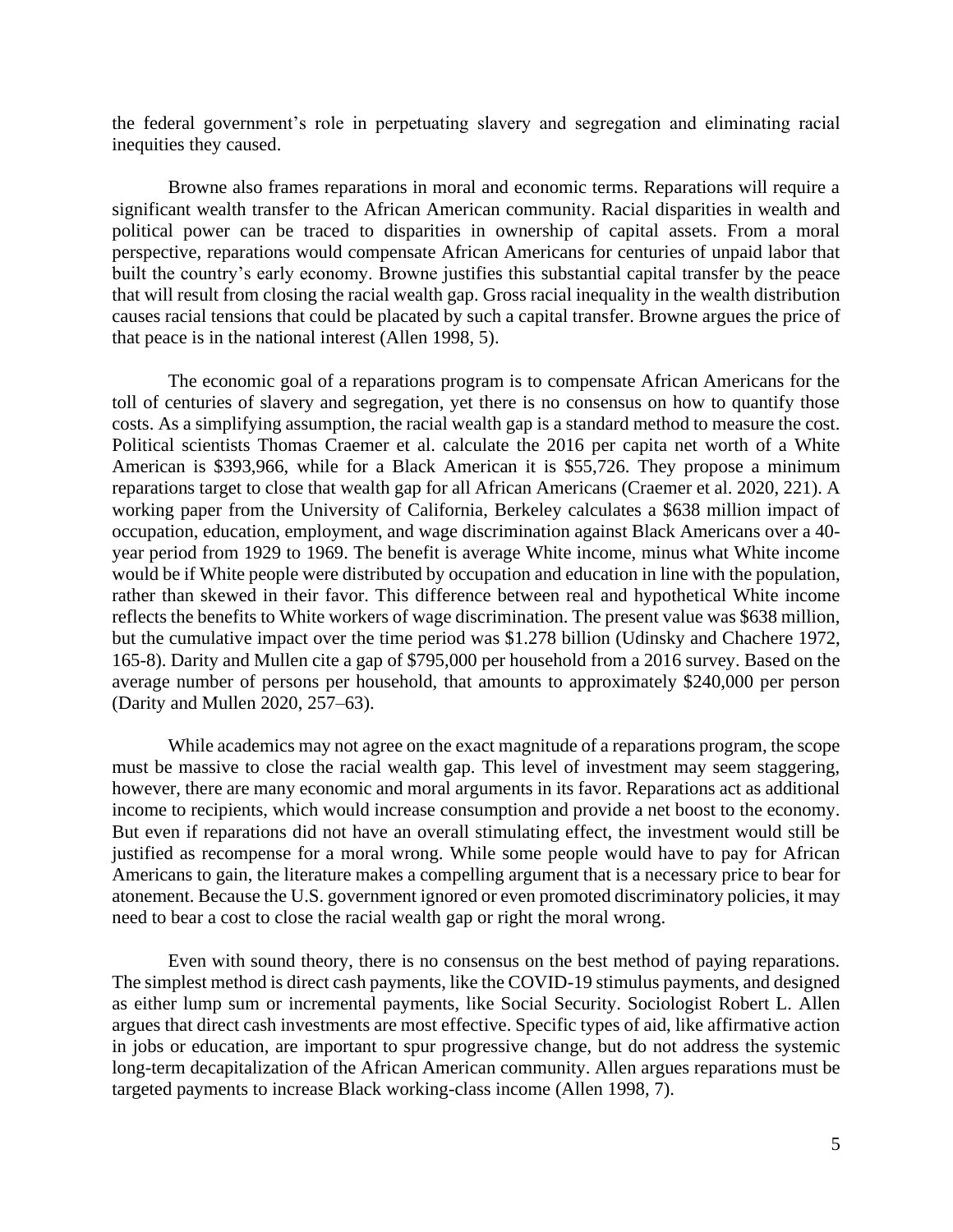the federal government's role in perpetuating slavery and segregation and eliminating racial inequities they caused.

Browne also frames reparations in moral and economic terms. Reparations will require a significant wealth transfer to the African American community. Racial disparities in wealth and political power can be traced to disparities in ownership of capital assets. From a moral perspective, reparations would compensate African Americans for centuries of unpaid labor that built the country's early economy. Browne justifies this substantial capital transfer by the peace that will result from closing the racial wealth gap. Gross racial inequality in the wealth distribution causes racial tensions that could be placated by such a capital transfer. Browne argues the price of that peace is in the national interest (Allen 1998, 5).

The economic goal of a reparations program is to compensate African Americans for the toll of centuries of slavery and segregation, yet there is no consensus on how to quantify those costs. As a simplifying assumption, the racial wealth gap is a standard method to measure the cost. Political scientists Thomas Craemer et al. calculate the 2016 per capita net worth of a White American is $393,966, while for a Black American it is $55,726. They propose a minimum reparations target to close that wealth gap for all African Americans (Craemer et al. 2020, 221). A working paper from the University of California, Berkeley calculates a $638 million impact of occupation, education, employment, and wage discrimination against Black Americans over a 40-year period from 1929 to 1969. The benefit is average White income, minus what White income would be if White people were distributed by occupation and education in line with the population, rather than skewed in their favor. This difference between real and hypothetical White income reflects the benefits to White workers of wage discrimination. The present value was $638 million, but the cumulative impact over the time period was $1.278 billion (Udinsky and Chachere 1972, 165-8). Darity and Mullen cite a gap of $795,000 per household from a 2016 survey. Based on the average number of persons per household, that amounts to approximately $240,000 per person (Darity and Mullen 2020, 257–63).

While academics may not agree on the exact magnitude of a reparations program, the scope must be massive to close the racial wealth gap. This level of investment may seem staggering, however, there are many economic and moral arguments in its favor. Reparations act as additional income to recipients, which would increase consumption and provide a net boost to the economy. But even if reparations did not have an overall stimulating effect, the investment would still be justified as recompense for a moral wrong. While some people would have to pay for African Americans to gain, the literature makes a compelling argument that is a necessary price to bear for atonement. Because the U.S. government ignored or even promoted discriminatory policies, it may need to bear a cost to close the racial wealth gap or right the moral wrong.

Even with sound theory, there is no consensus on the best method of paying reparations. The simplest method is direct cash payments, like the COVID-19 stimulus payments, and designed as either lump sum or incremental payments, like Social Security. Sociologist Robert L. Allen argues that direct cash investments are most effective. Specific types of aid, like affirmative action in jobs or education, are important to spur progressive change, but do not address the systemic long-term decapitalization of the African American community. Allen argues reparations must be targeted payments to increase Black working-class income (Allen 1998, 7).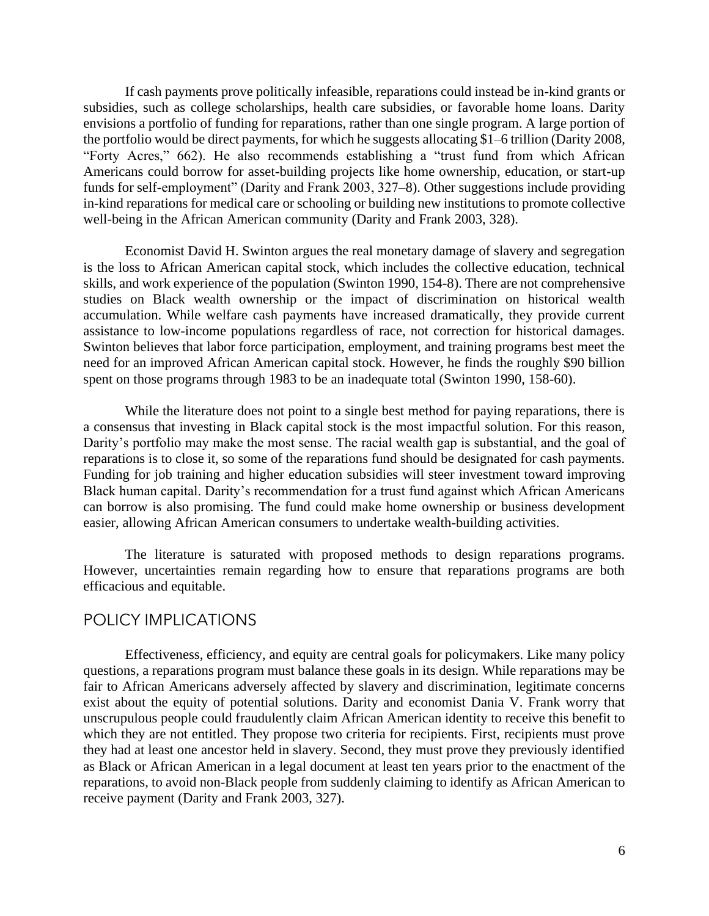If cash payments prove politically infeasible, reparations could instead be in-kind grants or subsidies, such as college scholarships, health care subsidies, or favorable home loans. Darity envisions a portfolio of funding for reparations, rather than one single program. A large portion of the portfolio would be direct payments, for which he suggests allocating $1–6 trillion (Darity 2008, "Forty Acres," 662). He also recommends establishing a "trust fund from which African Americans could borrow for asset-building projects like home ownership, education, or start-up funds for self-employment" (Darity and Frank 2003, 327–8). Other suggestions include providing in-kind reparations for medical care or schooling or building new institutions to promote collective well-being in the African American community (Darity and Frank 2003, 328).

Economist David H. Swinton argues the real monetary damage of slavery and segregation is the loss to African American capital stock, which includes the collective education, technical skills, and work experience of the population (Swinton 1990, 154-8). There are not comprehensive studies on Black wealth ownership or the impact of discrimination on historical wealth accumulation. While welfare cash payments have increased dramatically, they provide current assistance to low-income populations regardless of race, not correction for historical damages. Swinton believes that labor force participation, employment, and training programs best meet the need for an improved African American capital stock. However, he finds the roughly $90 billion spent on those programs through 1983 to be an inadequate total (Swinton 1990, 158-60).

While the literature does not point to a single best method for paying reparations, there is a consensus that investing in Black capital stock is the most impactful solution. For this reason, Darity's portfolio may make the most sense. The racial wealth gap is substantial, and the goal of reparations is to close it, so some of the reparations fund should be designated for cash payments. Funding for job training and higher education subsidies will steer investment toward improving Black human capital. Darity's recommendation for a trust fund against which African Americans can borrow is also promising. The fund could make home ownership or business development easier, allowing African American consumers to undertake wealth-building activities.

The literature is saturated with proposed methods to design reparations programs. However, uncertainties remain regarding how to ensure that reparations programs are both efficacious and equitable.

## POLICY IMPLICATIONS

Effectiveness, efficiency, and equity are central goals for policymakers. Like many policy questions, a reparations program must balance these goals in its design. While reparations may be fair to African Americans adversely affected by slavery and discrimination, legitimate concerns exist about the equity of potential solutions. Darity and economist Dania V. Frank worry that unscrupulous people could fraudulently claim African American identity to receive this benefit to which they are not entitled. They propose two criteria for recipients. First, recipients must prove they had at least one ancestor held in slavery. Second, they must prove they previously identified as Black or African American in a legal document at least ten years prior to the enactment of the reparations, to avoid non-Black people from suddenly claiming to identify as African American to receive payment (Darity and Frank 2003, 327).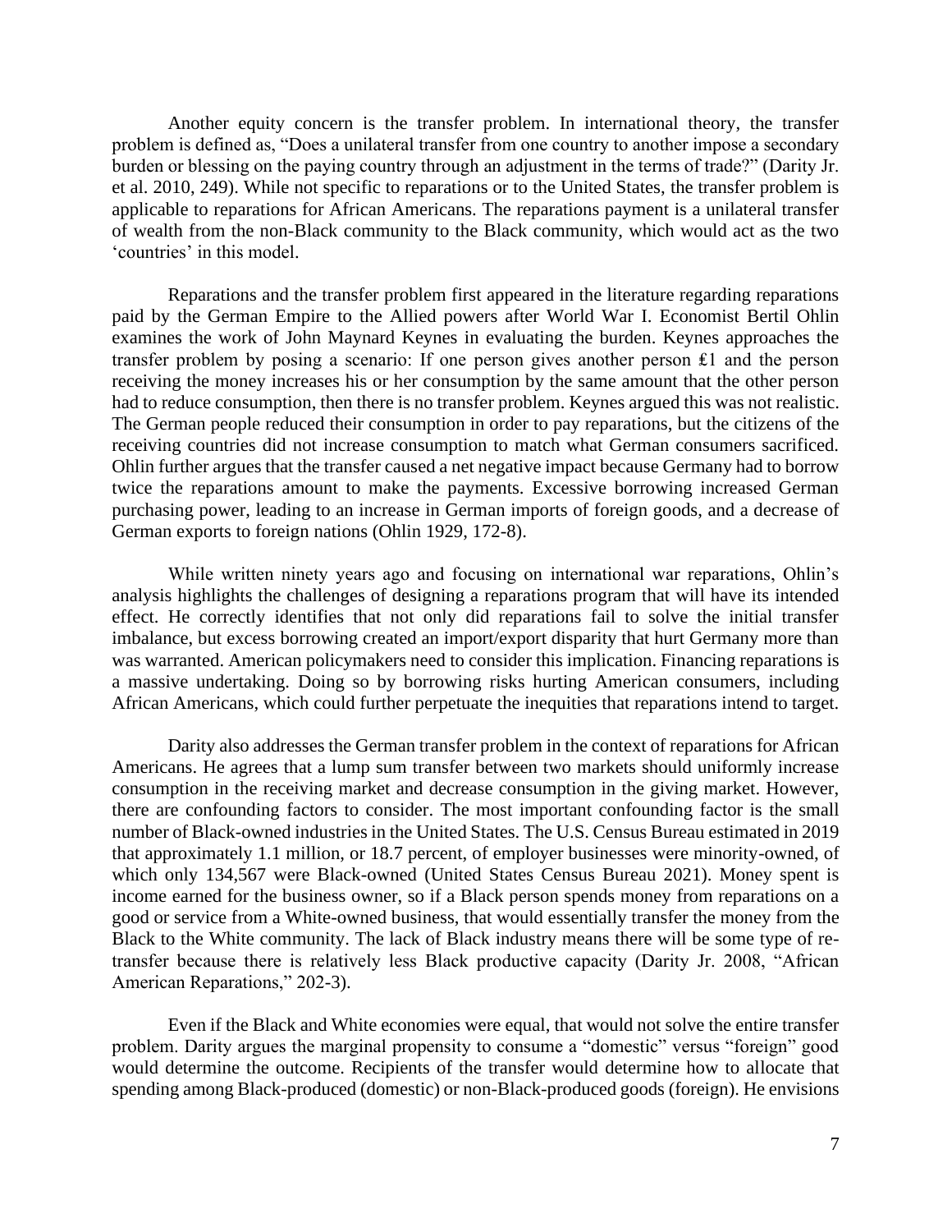Another equity concern is the transfer problem. In international theory, the transfer problem is defined as, "Does a unilateral transfer from one country to another impose a secondary burden or blessing on the paying country through an adjustment in the terms of trade?" (Darity Jr. et al. 2010, 249). While not specific to reparations or to the United States, the transfer problem is applicable to reparations for African Americans. The reparations payment is a unilateral transfer of wealth from the non-Black community to the Black community, which would act as the two 'countries' in this model.

Reparations and the transfer problem first appeared in the literature regarding reparations paid by the German Empire to the Allied powers after World War I. Economist Bertil Ohlin examines the work of John Maynard Keynes in evaluating the burden. Keynes approaches the transfer problem by posing a scenario: If one person gives another person ₤1 and the person receiving the money increases his or her consumption by the same amount that the other person had to reduce consumption, then there is no transfer problem. Keynes argued this was not realistic. The German people reduced their consumption in order to pay reparations, but the citizens of the receiving countries did not increase consumption to match what German consumers sacrificed. Ohlin further argues that the transfer caused a net negative impact because Germany had to borrow twice the reparations amount to make the payments. Excessive borrowing increased German purchasing power, leading to an increase in German imports of foreign goods, and a decrease of German exports to foreign nations (Ohlin 1929, 172-8).

While written ninety years ago and focusing on international war reparations, Ohlin's analysis highlights the challenges of designing a reparations program that will have its intended effect. He correctly identifies that not only did reparations fail to solve the initial transfer imbalance, but excess borrowing created an import/export disparity that hurt Germany more than was warranted. American policymakers need to consider this implication. Financing reparations is a massive undertaking. Doing so by borrowing risks hurting American consumers, including African Americans, which could further perpetuate the inequities that reparations intend to target.

Darity also addresses the German transfer problem in the context of reparations for African Americans. He agrees that a lump sum transfer between two markets should uniformly increase consumption in the receiving market and decrease consumption in the giving market. However, there are confounding factors to consider. The most important confounding factor is the small number of Black-owned industries in the United States. The U.S. Census Bureau estimated in 2019 that approximately 1.1 million, or 18.7 percent, of employer businesses were minority-owned, of which only 134,567 were Black-owned (United States Census Bureau 2021). Money spent is income earned for the business owner, so if a Black person spends money from reparations on a good or service from a White-owned business, that would essentially transfer the money from the Black to the White community. The lack of Black industry means there will be some type of re-transfer because there is relatively less Black productive capacity (Darity Jr. 2008, "African American Reparations," 202-3).

Even if the Black and White economies were equal, that would not solve the entire transfer problem. Darity argues the marginal propensity to consume a "domestic" versus "foreign" good would determine the outcome. Recipients of the transfer would determine how to allocate that spending among Black-produced (domestic) or non-Black-produced goods (foreign). He envisions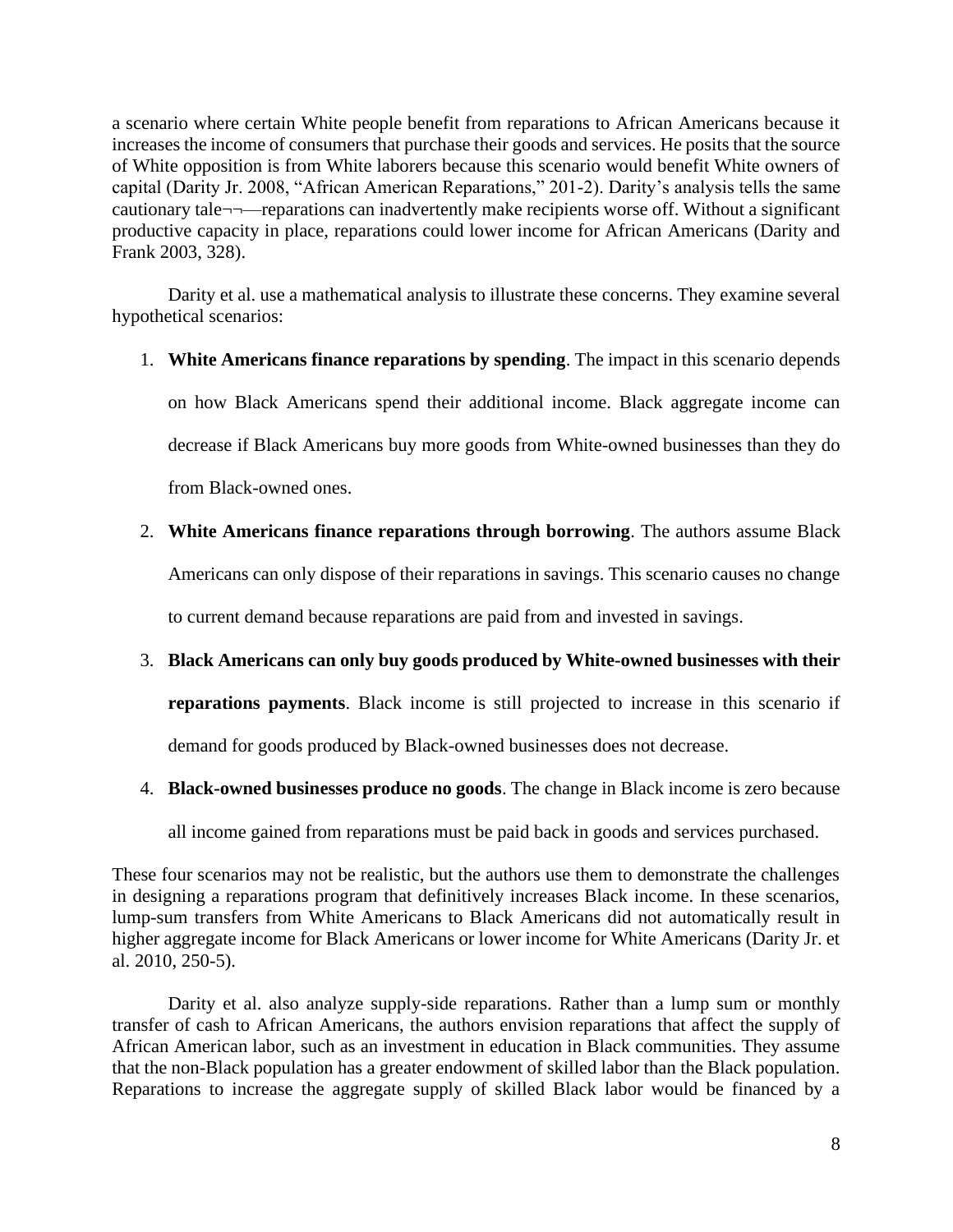a scenario where certain White people benefit from reparations to African Americans because it increases the income of consumers that purchase their goods and services. He posits that the source of White opposition is from White laborers because this scenario would benefit White owners of capital (Darity Jr. 2008, "African American Reparations," 201-2). Darity's analysis tells the same cautionary tale¬¬—reparations can inadvertently make recipients worse off. Without a significant productive capacity in place, reparations could lower income for African Americans (Darity and Frank 2003, 328).

Darity et al. use a mathematical analysis to illustrate these concerns. They examine several hypothetical scenarios:

1. **White Americans finance reparations by spending**. The impact in this scenario depends on how Black Americans spend their additional income. Black aggregate income can decrease if Black Americans buy more goods from White-owned businesses than they do from Black-owned ones.
2. **White Americans finance reparations through borrowing**. The authors assume Black Americans can only dispose of their reparations in savings. This scenario causes no change to current demand because reparations are paid from and invested in savings.
3. **Black Americans can only buy goods produced by White-owned businesses with their reparations payments**. Black income is still projected to increase in this scenario if demand for goods produced by Black-owned businesses does not decrease.
4. **Black-owned businesses produce no goods**. The change in Black income is zero because all income gained from reparations must be paid back in goods and services purchased.

These four scenarios may not be realistic, but the authors use them to demonstrate the challenges in designing a reparations program that definitively increases Black income. In these scenarios, lump-sum transfers from White Americans to Black Americans did not automatically result in higher aggregate income for Black Americans or lower income for White Americans (Darity Jr. et al. 2010, 250-5).

Darity et al. also analyze supply-side reparations. Rather than a lump sum or monthly transfer of cash to African Americans, the authors envision reparations that affect the supply of African American labor, such as an investment in education in Black communities. They assume that the non-Black population has a greater endowment of skilled labor than the Black population. Reparations to increase the aggregate supply of skilled Black labor would be financed by a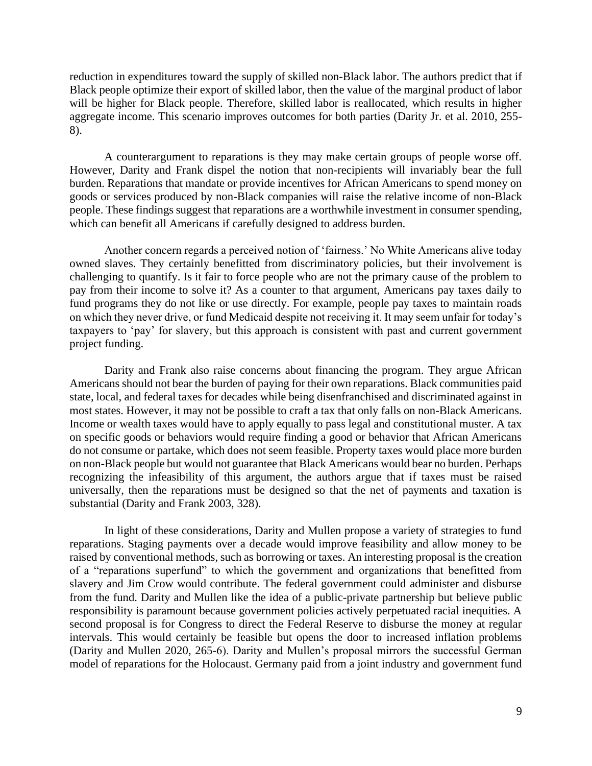reduction in expenditures toward the supply of skilled non-Black labor. The authors predict that if Black people optimize their export of skilled labor, then the value of the marginal product of labor will be higher for Black people. Therefore, skilled labor is reallocated, which results in higher aggregate income. This scenario improves outcomes for both parties (Darity Jr. et al. 2010, 255-8).

A counterargument to reparations is they may make certain groups of people worse off. However, Darity and Frank dispel the notion that non-recipients will invariably bear the full burden. Reparations that mandate or provide incentives for African Americans to spend money on goods or services produced by non-Black companies will raise the relative income of non-Black people. These findings suggest that reparations are a worthwhile investment in consumer spending, which can benefit all Americans if carefully designed to address burden.

Another concern regards a perceived notion of 'fairness.' No White Americans alive today owned slaves. They certainly benefitted from discriminatory policies, but their involvement is challenging to quantify. Is it fair to force people who are not the primary cause of the problem to pay from their income to solve it? As a counter to that argument, Americans pay taxes daily to fund programs they do not like or use directly. For example, people pay taxes to maintain roads on which they never drive, or fund Medicaid despite not receiving it. It may seem unfair for today's taxpayers to 'pay' for slavery, but this approach is consistent with past and current government project funding.

Darity and Frank also raise concerns about financing the program. They argue African Americans should not bear the burden of paying for their own reparations. Black communities paid state, local, and federal taxes for decades while being disenfranchised and discriminated against in most states. However, it may not be possible to craft a tax that only falls on non-Black Americans. Income or wealth taxes would have to apply equally to pass legal and constitutional muster. A tax on specific goods or behaviors would require finding a good or behavior that African Americans do not consume or partake, which does not seem feasible. Property taxes would place more burden on non-Black people but would not guarantee that Black Americans would bear no burden. Perhaps recognizing the infeasibility of this argument, the authors argue that if taxes must be raised universally, then the reparations must be designed so that the net of payments and taxation is substantial (Darity and Frank 2003, 328).

In light of these considerations, Darity and Mullen propose a variety of strategies to fund reparations. Staging payments over a decade would improve feasibility and allow money to be raised by conventional methods, such as borrowing or taxes. An interesting proposal is the creation of a "reparations superfund" to which the government and organizations that benefitted from slavery and Jim Crow would contribute. The federal government could administer and disburse from the fund. Darity and Mullen like the idea of a public-private partnership but believe public responsibility is paramount because government policies actively perpetuated racial inequities. A second proposal is for Congress to direct the Federal Reserve to disburse the money at regular intervals. This would certainly be feasible but opens the door to increased inflation problems (Darity and Mullen 2020, 265-6). Darity and Mullen's proposal mirrors the successful German model of reparations for the Holocaust. Germany paid from a joint industry and government fund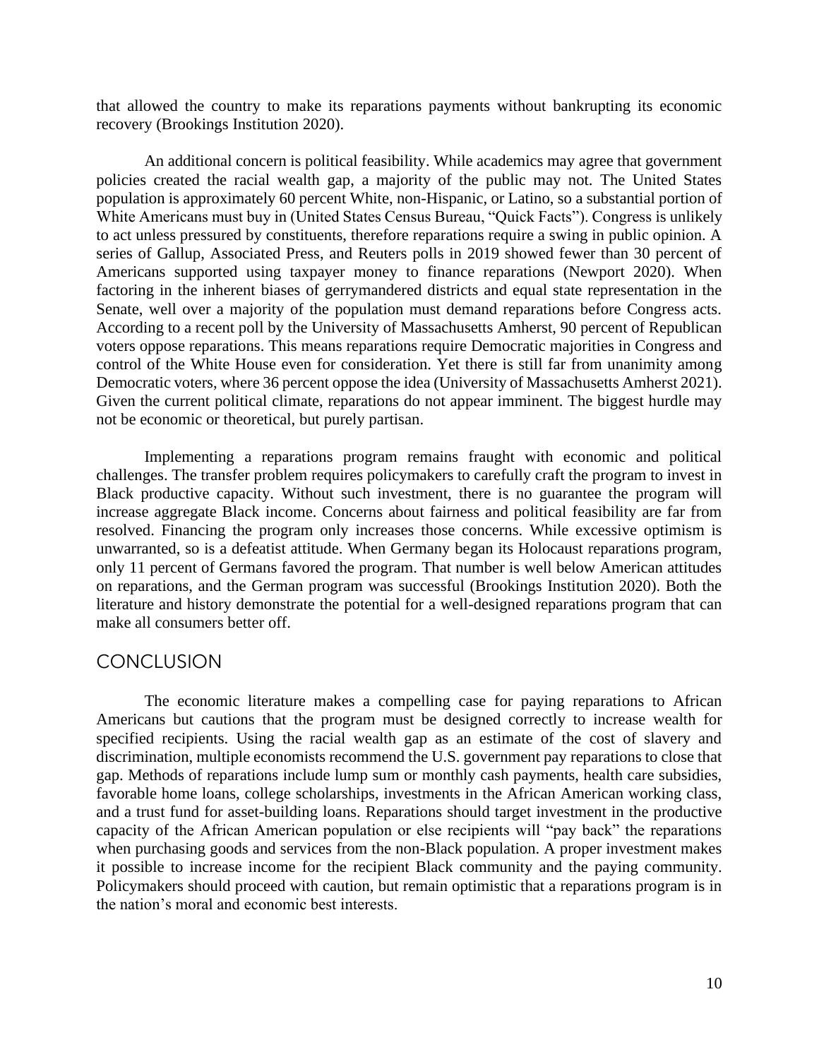that allowed the country to make its reparations payments without bankrupting its economic recovery (Brookings Institution 2020).

An additional concern is political feasibility. While academics may agree that government policies created the racial wealth gap, a majority of the public may not. The United States population is approximately 60 percent White, non-Hispanic, or Latino, so a substantial portion of White Americans must buy in (United States Census Bureau, "Quick Facts"). Congress is unlikely to act unless pressured by constituents, therefore reparations require a swing in public opinion. A series of Gallup, Associated Press, and Reuters polls in 2019 showed fewer than 30 percent of Americans supported using taxpayer money to finance reparations (Newport 2020). When factoring in the inherent biases of gerrymandered districts and equal state representation in the Senate, well over a majority of the population must demand reparations before Congress acts. According to a recent poll by the University of Massachusetts Amherst, 90 percent of Republican voters oppose reparations. This means reparations require Democratic majorities in Congress and control of the White House even for consideration. Yet there is still far from unanimity among Democratic voters, where 36 percent oppose the idea (University of Massachusetts Amherst 2021). Given the current political climate, reparations do not appear imminent. The biggest hurdle may not be economic or theoretical, but purely partisan.

Implementing a reparations program remains fraught with economic and political challenges. The transfer problem requires policymakers to carefully craft the program to invest in Black productive capacity. Without such investment, there is no guarantee the program will increase aggregate Black income. Concerns about fairness and political feasibility are far from resolved. Financing the program only increases those concerns. While excessive optimism is unwarranted, so is a defeatist attitude. When Germany began its Holocaust reparations program, only 11 percent of Germans favored the program. That number is well below American attitudes on reparations, and the German program was successful (Brookings Institution 2020). Both the literature and history demonstrate the potential for a well-designed reparations program that can make all consumers better off.

## CONCLUSION

The economic literature makes a compelling case for paying reparations to African Americans but cautions that the program must be designed correctly to increase wealth for specified recipients. Using the racial wealth gap as an estimate of the cost of slavery and discrimination, multiple economists recommend the U.S. government pay reparations to close that gap. Methods of reparations include lump sum or monthly cash payments, health care subsidies, favorable home loans, college scholarships, investments in the African American working class, and a trust fund for asset-building loans. Reparations should target investment in the productive capacity of the African American population or else recipients will "pay back" the reparations when purchasing goods and services from the non-Black population. A proper investment makes it possible to increase income for the recipient Black community and the paying community. Policymakers should proceed with caution, but remain optimistic that a reparations program is in the nation's moral and economic best interests.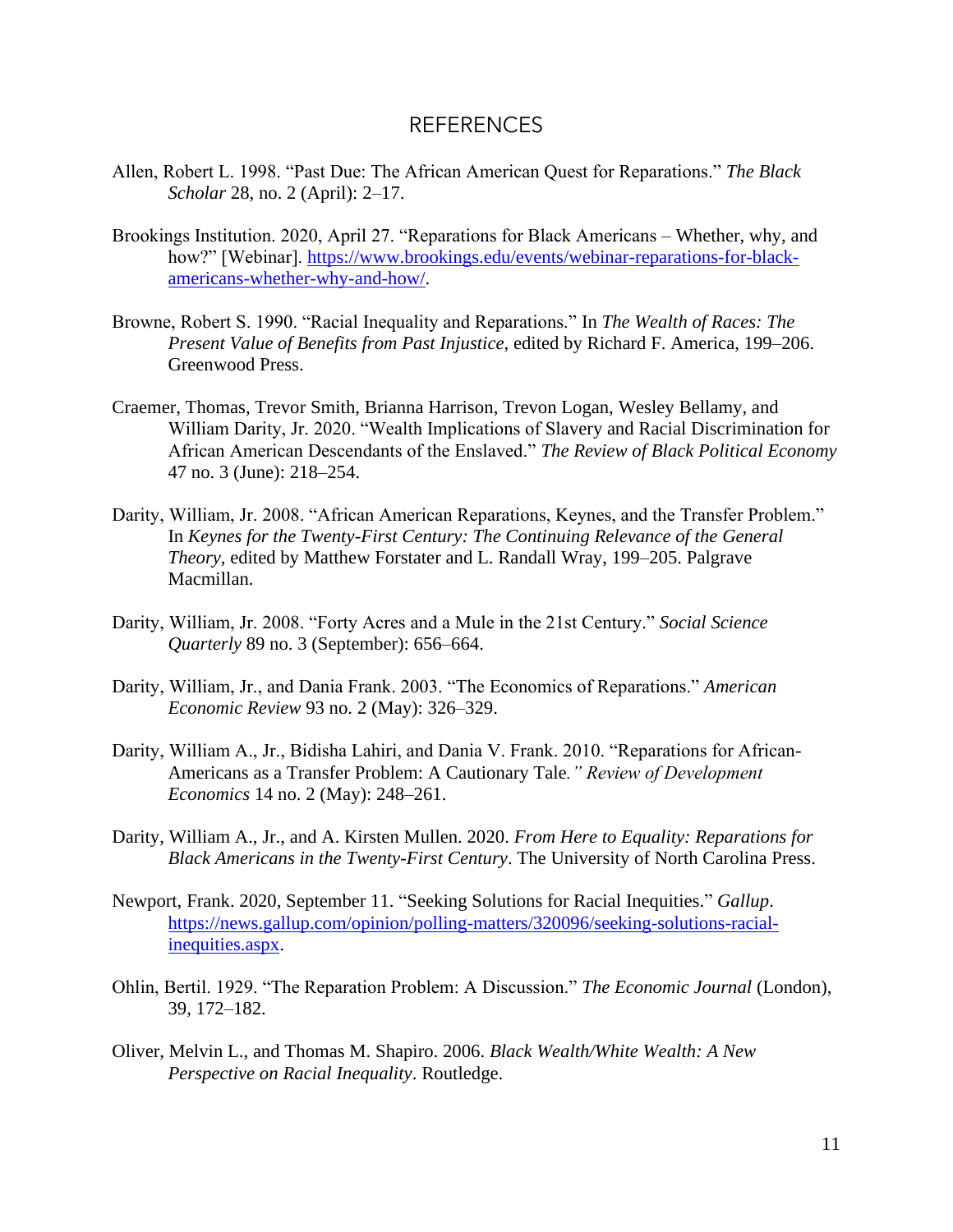# REFERENCES

Allen, Robert L. 1998. "Past Due: The African American Quest for Reparations." *The Black Scholar* 28, no. 2 (April): 2–17.

Brookings Institution. 2020, April 27. "Reparations for Black Americans – Whether, why, and how?" [Webinar]. https://www.brookings.edu/events/webinar-reparations-for-black-americans-whether-why-and-how/.

Browne, Robert S. 1990. "Racial Inequality and Reparations." In *The Wealth of Races: The Present Value of Benefits from Past Injustice*, edited by Richard F. America, 199–206. Greenwood Press.

Craemer, Thomas, Trevor Smith, Brianna Harrison, Trevon Logan, Wesley Bellamy, and William Darity, Jr. 2020. "Wealth Implications of Slavery and Racial Discrimination for African American Descendants of the Enslaved." *The Review of Black Political Economy* 47 no. 3 (June): 218–254.

Darity, William, Jr. 2008. "African American Reparations, Keynes, and the Transfer Problem." In *Keynes for the Twenty-First Century: The Continuing Relevance of the General Theory*, edited by Matthew Forstater and L. Randall Wray, 199–205. Palgrave Macmillan.

Darity, William, Jr. 2008. "Forty Acres and a Mule in the 21st Century." *Social Science Quarterly* 89 no. 3 (September): 656–664.

Darity, William, Jr., and Dania Frank. 2003. "The Economics of Reparations." *American Economic Review* 93 no. 2 (May): 326–329.

Darity, William A., Jr., Bidisha Lahiri, and Dania V. Frank. 2010. "Reparations for African-Americans as a Transfer Problem: A Cautionary Tale." *Review of Development Economics* 14 no. 2 (May): 248–261.

Darity, William A., Jr., and A. Kirsten Mullen. 2020. *From Here to Equality: Reparations for Black Americans in the Twenty-First Century*. The University of North Carolina Press.

Newport, Frank. 2020, September 11. "Seeking Solutions for Racial Inequities." *Gallup*. https://news.gallup.com/opinion/polling-matters/320096/seeking-solutions-racial-inequities.aspx.

Ohlin, Bertil. 1929. "The Reparation Problem: A Discussion." *The Economic Journal* (London), 39, 172–182.

Oliver, Melvin L., and Thomas M. Shapiro. 2006. *Black Wealth/White Wealth: A New Perspective on Racial Inequality*. Routledge.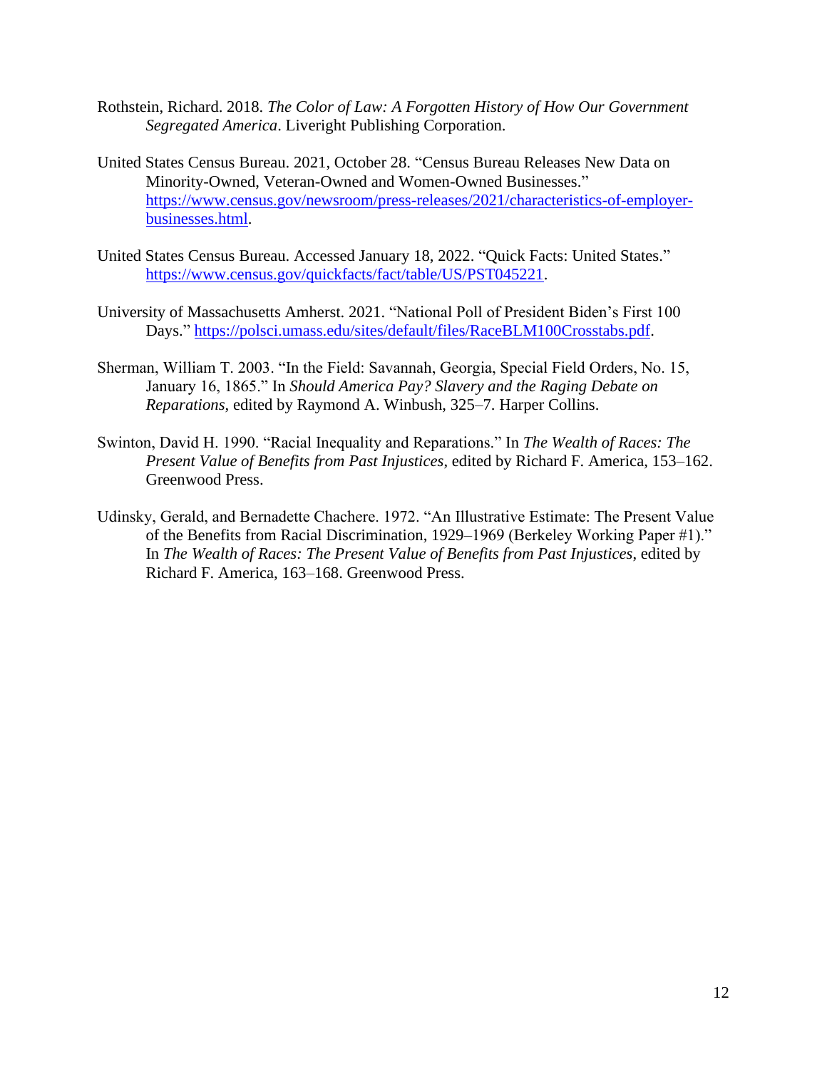Rothstein, Richard. 2018. *The Color of Law: A Forgotten History of How Our Government Segregated America*. Liveright Publishing Corporation.

United States Census Bureau. 2021, October 28. "Census Bureau Releases New Data on Minority-Owned, Veteran-Owned and Women-Owned Businesses." https://www.census.gov/newsroom/press-releases/2021/characteristics-of-employer-businesses.html.

United States Census Bureau. Accessed January 18, 2022. "Quick Facts: United States." https://www.census.gov/quickfacts/fact/table/US/PST045221.

University of Massachusetts Amherst. 2021. "National Poll of President Biden's First 100 Days." https://polsci.umass.edu/sites/default/files/RaceBLM100Crosstabs.pdf.

Sherman, William T. 2003. "In the Field: Savannah, Georgia, Special Field Orders, No. 15, January 16, 1865." In *Should America Pay? Slavery and the Raging Debate on Reparations*, edited by Raymond A. Winbush, 325–7. Harper Collins.

Swinton, David H. 1990. "Racial Inequality and Reparations." In *The Wealth of Races: The Present Value of Benefits from Past Injustices*, edited by Richard F. America, 153–162. Greenwood Press.

Udinsky, Gerald, and Bernadette Chachere. 1972. "An Illustrative Estimate: The Present Value of the Benefits from Racial Discrimination, 1929–1969 (Berkeley Working Paper #1)." In *The Wealth of Races: The Present Value of Benefits from Past Injustices*, edited by Richard F. America, 163–168. Greenwood Press.